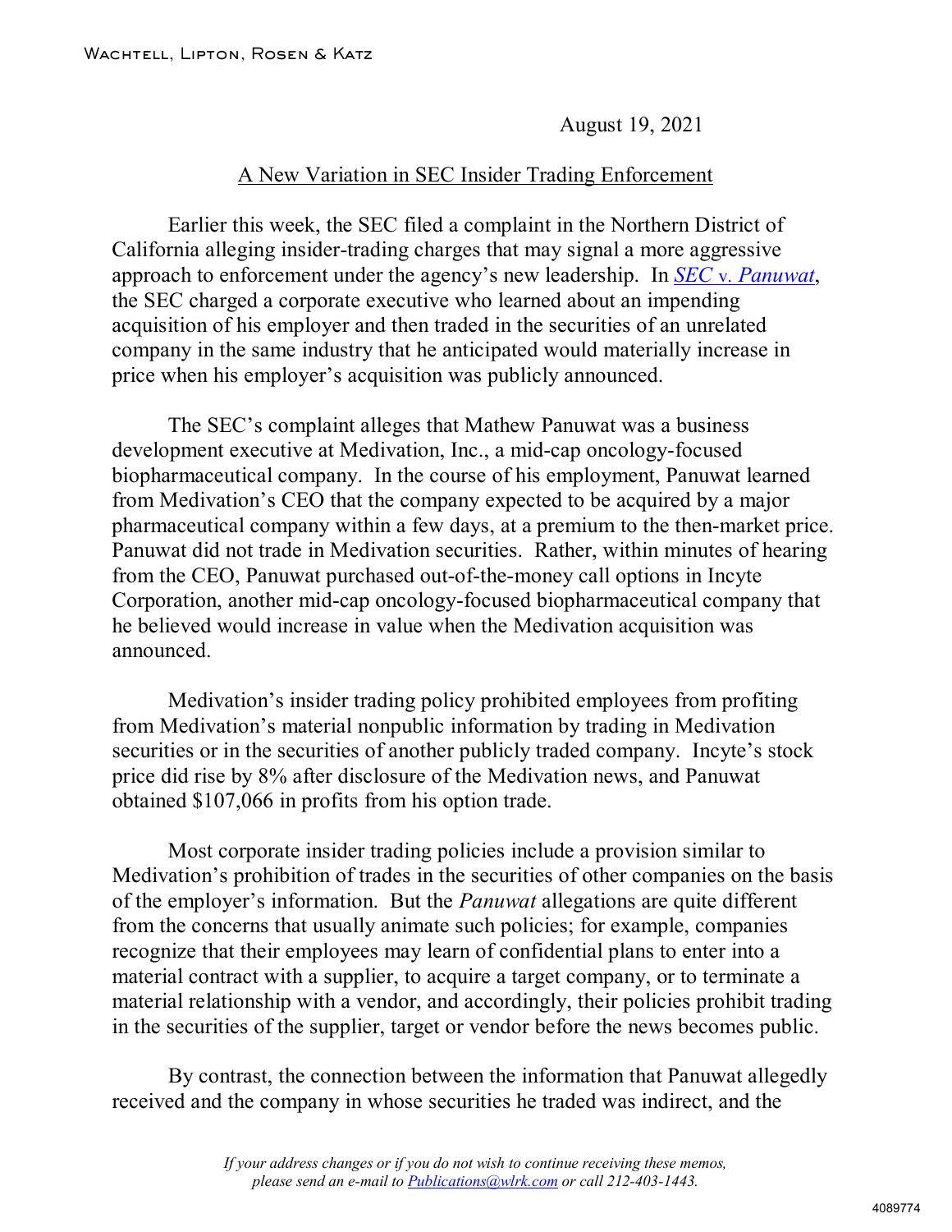WACHTELL, LIPTON, ROSEN & KATZ

August 19, 2021

# A New Variation in SEC Insider Trading Enforcement

Earlier this week, the SEC filed a complaint in the Northern District of California alleging insider-trading charges that may signal a more aggressive approach to enforcement under the agency's new leadership. In [*SEC* v. *Panuwat*](), the SEC charged a corporate executive who learned about an impending acquisition of his employer and then traded in the securities of an unrelated company in the same industry that he anticipated would materially increase in price when his employer's acquisition was publicly announced.

The SEC's complaint alleges that Mathew Panuwat was a business development executive at Medivation, Inc., a mid-cap oncology-focused biopharmaceutical company. In the course of his employment, Panuwat learned from Medivation's CEO that the company expected to be acquired by a major pharmaceutical company within a few days, at a premium to the then-market price. Panuwat did not trade in Medivation securities. Rather, within minutes of hearing from the CEO, Panuwat purchased out-of-the-money call options in Incyte Corporation, another mid-cap oncology-focused biopharmaceutical company that he believed would increase in value when the Medivation acquisition was announced.

Medivation's insider trading policy prohibited employees from profiting from Medivation's material nonpublic information by trading in Medivation securities or in the securities of another publicly traded company. Incyte's stock price did rise by 8% after disclosure of the Medivation news, and Panuwat obtained $107,066 in profits from his option trade.

Most corporate insider trading policies include a provision similar to Medivation's prohibition of trades in the securities of other companies on the basis of the employer's information. But the *Panuwat* allegations are quite different from the concerns that usually animate such policies; for example, companies recognize that their employees may learn of confidential plans to enter into a material contract with a supplier, to acquire a target company, or to terminate a material relationship with a vendor, and accordingly, their policies prohibit trading in the securities of the supplier, target or vendor before the news becomes public.

By contrast, the connection between the information that Panuwat allegedly received and the company in whose securities he traded was indirect, and the

*If your address changes or if you do not wish to continue receiving these memos, please send an e-mail to [Publications@wlrk.com]() or call 212-403-1443.*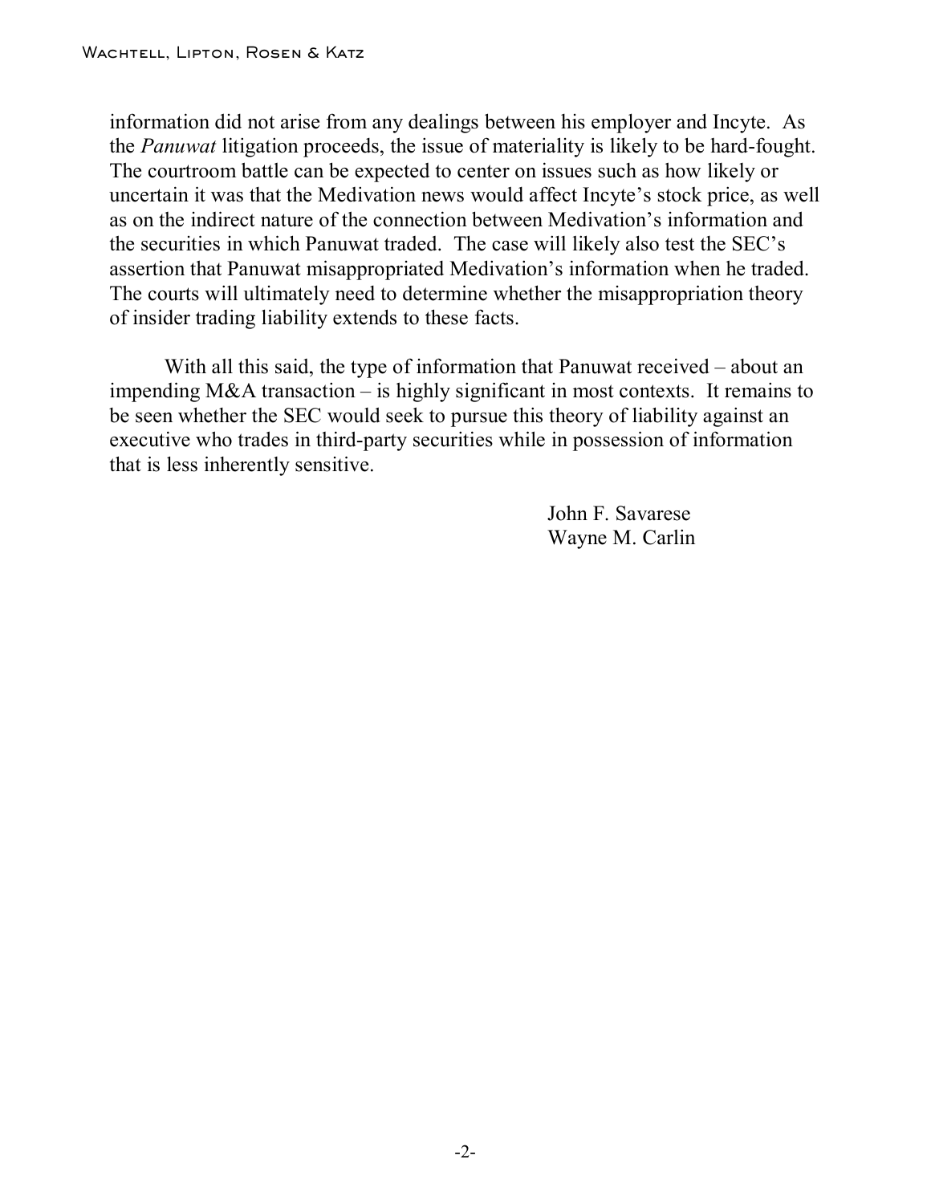information did not arise from any dealings between his employer and Incyte. As the *Panuwat* litigation proceeds, the issue of materiality is likely to be hard-fought. The courtroom battle can be expected to center on issues such as how likely or uncertain it was that the Medivation news would affect Incyte's stock price, as well as on the indirect nature of the connection between Medivation's information and the securities in which Panuwat traded. The case will likely also test the SEC's assertion that Panuwat misappropriated Medivation's information when he traded. The courts will ultimately need to determine whether the misappropriation theory of insider trading liability extends to these facts.

With all this said, the type of information that Panuwat received – about an impending M&A transaction – is highly significant in most contexts. It remains to be seen whether the SEC would seek to pursue this theory of liability against an executive who trades in third-party securities while in possession of information that is less inherently sensitive.

John F. Savarese
Wayne M. Carlin